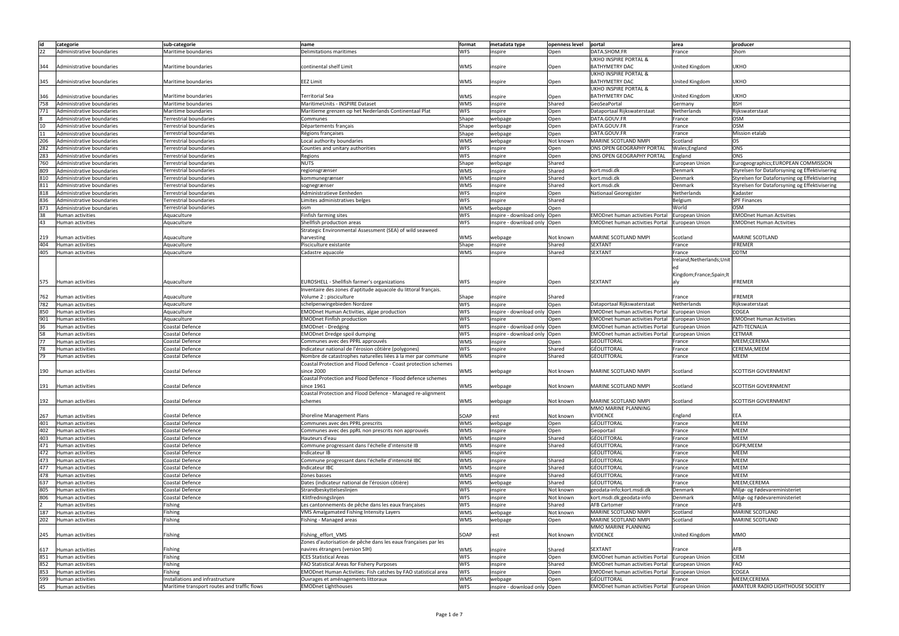| id | categorie | sub-categorie | name | format | metadata type | openness level | portal | area | producer |
|---|---|---|---|---|---|---|---|---|---|
| 22 | Administrative boundaries | Maritime boundaries | Delimitations maritimes | WFS | inspire | Open | DATA.SHOM.FR | France | Shom |
| 344 | Administrative boundaries | Maritime boundaries | continental shelf Limit | WMS | inspire | Open | UKHO INSPIRE PORTAL & BATHYMETRY DAC | United Kingdom | UKHO |
| 345 | Administrative boundaries | Maritime boundaries | EEZ Limit | WMS | inspire | Open | UKHO INSPIRE PORTAL & BATHYMETRY DAC | United Kingdom | UKHO |
| 346 | Administrative boundaries | Maritime boundaries | Territorial Sea | WMS | inspire | Open | UKHO INSPIRE PORTAL & BATHYMETRY DAC | United Kingdom | UKHO |
| 758 | Administrative boundaries | Maritime boundaries | MaritimeUnits - INSPIRE Dataset | WMS | inspire | Shared | GeoSeaPortal | Germany | BSH |
| 771 | Administrative boundaries | Maritime boundaries | Maritieme grenzen op het Nederlands Continentaal Plat | WFS | inspire | Open | Dataportaal Rijkswaterstaat | Netherlands | Rijkswaterstaat |
| 8 | Administrative boundaries | Terrestrial boundaries | Communes | Shape | webpage | Open | DATA.GOUV.FR | France | OSM |
| 10 | Administrative boundaries | Terrestrial boundaries | Départements français | Shape | webpage | Open | DATA.GOUV.FR | France | OSM |
| 11 | Administrative boundaries | Terrestrial boundaries | Régions françaises | Shape | webpage | Open | DATA.GOUV.FR | France | Mission etalab |
| 206 | Administrative boundaries | Terrestrial boundaries | Local authority boundaries | WMS | webpage | Not known | MARINE SCOTLAND NMPI | Scotland | OS |
| 282 | Administrative boundaries | Terrestrial boundaries | Counties and unitary authorities | WFS | inspire | Open | ONS OPEN GEOGRAPHY PORTAL | Wales;England | ONS |
| 283 | Administrative boundaries | Terrestrial boundaries | Regions | WFS | inspire | Open | ONS OPEN GEOGRAPHY PORTAL | England | ONS |
| 760 | Administrative boundaries | Terrestrial boundaries | NUTS | Shape | webpage | Shared | | European Union | Eurogeographics;EUROPEAN COMMISSION |
| 809 | Administrative boundaries | Terrestrial boundaries | regionsgrænser | WMS | inspire | Shared | kort.msdi.dk | Denmark | Styrelsen for Dataforsyning og Effektivisering |
| 810 | Administrative boundaries | Terrestrial boundaries | kommunegrænser | WMS | inspire | Shared | kort.msdi.dk | Denmark | Styrelsen for Dataforsyning og Effektivisering |
| 811 | Administrative boundaries | Terrestrial boundaries | sognegrænser | WMS | inspire | Shared | kort.msdi.dk | Denmark | Styrelsen for Dataforsyning og Effektivisering |
| 818 | Administrative boundaries | Terrestrial boundaries | Administratieve Eenheden | WFS | inspire | Open | Nationaal Georegister | Netherlands | Kadaster |
| 836 | Administrative boundaries | Terrestrial boundaries | Limites administratives belges | WFS | inspire | Shared | | Belgium | SPF Finances |
| 873 | Administrative boundaries | Terrestrial boundaries | osm | WMS | webpage | Open | | World | OSM |
| 38 | Human activities | Aquaculture | Finfish farming sites | WFS | inspire - download only | Open | EMODnet human activities Portal | European Union | EMODnet Human Activities |
| 43 | Human activities | Aquaculture | Shellfish production areas | WFS | inspire - download only | Open | EMODnet human activities Portal | European Union | EMODnet Human Activities |
| 219 | Human activities | Aquaculture | Strategic Environmental Assessment (SEA) of wild seaweed harvesting | WMS | webpage | Not known | MARINE SCOTLAND NMPI | Scotland | MARINE SCOTLAND |
| 404 | Human activities | Aquaculture | Pisciculture existante | Shape | inspire | Shared | SEXTANT | France | IFREMER |
| 405 | Human activities | Aquaculture | Cadastre aquacole | WMS | inspire | Shared | SEXTANT | France | DDTM |
| 575 | Human activities | Aquaculture | EUROSHELL - Shellfish farmer's organizations | WFS | inspire | Open | SEXTANT | Ireland;Netherlands;United Kingdom;France;Spain;Italy | IFREMER |
| 762 | Human activities | Aquaculture | Inventaire des zones d'aptitude aquacole du littoral français. Volume 2 : pisciculture | Shape | inspire | Shared | | France | IFREMER |
| 782 | Human activities | Aquaculture | schelpenwingebieden Nordzee | WFS | inspire | Open | Dataportaal Rijkswaterstaat | Netherlands | Rijkswaterstaat |
| 850 | Human activities | Aquaculture | EMODnet Human Activities, algae production | WFS | inspire - download only | Open | EMODnet human activities Portal | European Union | COGEA |
| 901 | Human activities | Aquaculture | EMODnet Finfish production | WFS | inspire | Open | EMODnet human activities Portal | European Union | EMODnet Human Activities |
| 36 | Human activities | Coastal Defence | EMODnet - Dredging | WFS | inspire - download only | Open | EMODnet human activities Portal | European Union | AZTI-TECNALIA |
| 58 | Human activities | Coastal Defence | EMODnet Dredge spoil dumping | WFS | inspire - download only | Open | EMODnet human activities Portal | European Union | CETMAR |
| 77 | Human activities | Coastal Defence | Communes avec des PPRL approuvés | WMS | inspire | Open | GEOLITTORAL | France | MEEM;CEREMA |
| 78 | Human activities | Coastal Defence | Indicateur national de l'érosion côtière (polygones) | WFS | inspire | Shared | GEOLITTORAL | France | CEREMA;MEEM |
| 79 | Human activities | Coastal Defence | Nombre de catastrophes naturelles liées à la mer par commune | WMS | inspire | Shared | GEOLITTORAL | France | MEEM |
| 190 | Human activities | Coastal Defence | Coastal Protection and Flood Defence - Coast protection schemes since 2000 | WMS | webpage | Not known | MARINE SCOTLAND NMPI | Scotland | SCOTTISH GOVERNMENT |
| 191 | Human activities | Coastal Defence | Coastal Protection and Flood Defence - Flood defence schemes since 1961 | WMS | webpage | Not known | MARINE SCOTLAND NMPI | Scotland | SCOTTISH GOVERNMENT |
| 192 | Human activities | Coastal Defence | Coastal Protection and Flood Defence - Managed re-alignment schemes | WMS | webpage | Not known | MARINE SCOTLAND NMPI | Scotland | SCOTTISH GOVERNMENT |
| 267 | Human activities | Coastal Defence | Shoreline Management Plans | SOAP | rest | Not known | MMO MARINE PLANNING EVIDENCE | England | EEA |
| 401 | Human activities | Coastal Defence | Communes avec des PPRL prescrits | WMS | webpage | Open | GEOLITTORAL | France | MEEM |
| 402 | Human activities | Coastal Defence | Communes avec des ppRL non prescrits non approuvés | WMS | inspire | Open | Geoportail | France | MEEM |
| 403 | Human activities | Coastal Defence | Hauteurs d'eau | WMS | inspire | Shared | GEOLITTORAL | France | MEEM |
| 471 | Human activities | Coastal Defence | Commune progressant dans l'échelle d'intensité IB | WMS | inspire | Shared | GEOLITTORAL | France | DGPR;MEEM |
| 472 | Human activities | Coastal Defence | Indicateur IB | WMS | inspire | | GEOLITTORAL | France | MEEM |
| 473 | Human activities | Coastal Defence | Commune progressant dans l'échelle d'intensité IBC | WMS | inspire | Shared | GEOLITTORAL | France | MEEM |
| 477 | Human activities | Coastal Defence | Indicateur IBC | WMS | inspire | Shared | GEOLITTORAL | France | MEEM |
| 478 | Human activities | Coastal Defence | Zones basses | WMS | inspire | Shared | GEOLITTORAL | France | MEEM |
| 637 | Human activities | Coastal Defence | Dates (indicateur national de l'érosion côtière) | WMS | webpage | Shared | GEOLITTORAL | France | MEEM;CEREMA |
| 805 | Human activities | Coastal Defence | Strandbeskyttelseslinjen | WFS | inspire | Not known | geodata-info;kort.msdi.dk | Denmark | Miljø- og Fødevareministeriet |
| 806 | Human activities | Coastal Defence | Klitfredningslinjen | WFS | inspire | Not known | kort.msdi.dk;geodata-info | Denmark | Miljø- og Fødevareministeriet |
| 2 | Human activities | Fishing | Les cantonnements de pêche dans les eaux françaises | WFS | inspire | Shared | AFB Cartomer | France | AFB |
| 187 | Human activities | Fishing | VMS Amalgamated Fishing Intensity Layers | WMS | webpage | Not known | MARINE SCOTLAND NMPI | Scotland | MARINE SCOTLAND |
| 202 | Human activities | Fishing | Fishing - Managed areas | WMS | webpage | Open | MARINE SCOTLAND NMPI | Scotland | MARINE SCOTLAND |
| 245 | Human activities | Fishing | Fishing_effort_VMS | SOAP | rest | Not known | MMO MARINE PLANNING EVIDENCE | United Kingdom | MMO |
| 617 | Human activities | Fishing | Zones d'autorisation de pêche dans les eaux françaises par les navires étrangers (version SIH) | WMS | inspire | Shared | SEXTANT | France | AFB |
| 851 | Human activities | Fishing | ICES Statistical Areas | WFS | inspire | Open | EMODnet human activities Portal | European Union | CIEM |
| 852 | Human activities | Fishing | FAO Statistical Areas for Fishery Purposes | WFS | inspire | Shared | EMODnet human activities Portal | European Union | FAO |
| 853 | Human activities | Fishing | EMODnet Human Activities: Fish catches by FAO statistical area | WFS | inspire | Open | EMODnet human activities Portal | European Union | COGEA |
| 599 | Human activities | Installations and infrastructure | Ouvrages et aménagements littoraux | WMS | webpage | Open | GEOLITTORAL | France | MEEM;CEREMA |
| 45 | Human activities | Maritime transport routes and traffic flows | EMODnet Lighthouses | WFS | inspire - download only | Open | EMODnet human activities Portal | European Union | AMATEUR RADIO LIGHTHOUSE SOCIETY |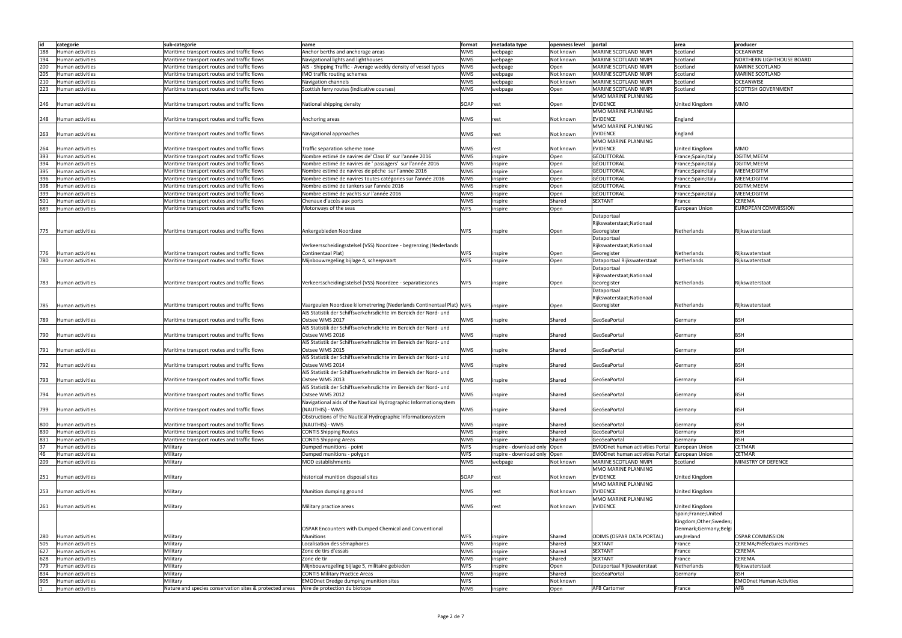| id | categorie | sub-categorie | name | format | metadata type | openness level | portal | area | producer |
|---|---|---|---|---|---|---|---|---|---|
| 188 | Human activities | Maritime transport routes and traffic flows | Anchor berths and anchorage areas | WMS | webpage | Not known | MARINE SCOTLAND NMPI | Scotland | OCEANWISE |
| 194 | Human activities | Maritime transport routes and traffic flows | Navigational lights and lighthouses | WMS | webpage | Not known | MARINE SCOTLAND NMPI | Scotland | NORTHERN LIGHTHOUSE BOARD |
| 200 | Human activities | Maritime transport routes and traffic flows | AIS - Shipping Traffic - Average weekly density of vessel types | WMS | webpage | Open | MARINE SCOTLAND NMPI | Scotland | MARINE SCOTLAND |
| 205 | Human activities | Maritime transport routes and traffic flows | IMO traffic routing schemes | WMS | webpage | Not known | MARINE SCOTLAND NMPI | Scotland | MARINE SCOTLAND |
| 210 | Human activities | Maritime transport routes and traffic flows | Navigation channels | WMS | webpage | Not known | MARINE SCOTLAND NMPI | Scotland | OCEANWISE |
| 223 | Human activities | Maritime transport routes and traffic flows | Scottish ferry routes (indicative courses) | WMS | webpage | Open | MARINE SCOTLAND NMPI | Scotland | SCOTTISH GOVERNMENT |
| 246 | Human activities | Maritime transport routes and traffic flows | National shipping density | SOAP | rest | Open | MMO MARINE PLANNING EVIDENCE | United Kingdom | MMO |
| 248 | Human activities | Maritime transport routes and traffic flows | Anchoring areas | WMS | rest | Not known | MMO MARINE PLANNING EVIDENCE | England | |
| 263 | Human activities | Maritime transport routes and traffic flows | Navigational approaches | WMS | rest | Not known | MMO MARINE PLANNING EVIDENCE | England | |
| 264 | Human activities | Maritime transport routes and traffic flows | Traffic separation scheme zone | WMS | rest | Not known | MMO MARINE PLANNING EVIDENCE | United Kingdom | MMO |
| 393 | Human activities | Maritime transport routes and traffic flows | Nombre estimé de navires de' Class B' sur l'année 2016 | WMS | inspire | Open | GEOLITTORAL | France;Spain;Italy | DGITM;MEEM |
| 394 | Human activities | Maritime transport routes and traffic flows | Nombre estimé de navires de ' passagers' sur l'année 2016 | WMS | inspire | Open | GEOLITTORAL | France;Spain;Italy | DGITM;MEEM |
| 395 | Human activities | Maritime transport routes and traffic flows | Nombre estimé de navires de pêche sur l'année 2016 | WMS | inspire | Open | GEOLITTORAL | France;Spain;Italy | MEEM;DGITM |
| 396 | Human activities | Maritime transport routes and traffic flows | Nombre estimé de navires toutes catégories sur l'année 2016 | WMS | inspire | Open | GEOLITTORAL | France;Spain;Italy | MEEM;DGITM |
| 398 | Human activities | Maritime transport routes and traffic flows | Nombre estimé de tankers sur l'année 2016 | WMS | inspire | Open | GEOLITTORAL | France | DGITM;MEEM |
| 399 | Human activities | Maritime transport routes and traffic flows | Nombre estimé de yachts sur l'année 2016 | WMS | inspire | Open | GEOLITTORAL | France;Spain;Italy | MEEM;DGITM |
| 501 | Human activities | Maritime transport routes and traffic flows | Chenaux d'accès aux ports | WMS | inspire | Shared | SEXTANT | France | CEREMA |
| 689 | Human activities | Maritime transport routes and traffic flows | Motorways of the seas | WFS | inspire | Open | | European Union | EUROPEAN COMMISSION |
| 775 | Human activities | Maritime transport routes and traffic flows | Ankergebieden Noordzee | WFS | inspire | Open | Dataportaal Rijkswaterstaat;Nationaal Georegister | Netherlands | Rijkswaterstaat |
| 776 | Human activities | Maritime transport routes and traffic flows | Verkeersscheidingsstelsel (VSS) Noordzee - begrenzing (Nederlands Continentaal Plat) | WFS | inspire | Open | Dataportaal Rijkswaterstaat;Nationaal Georegister | Netherlands | Rijkswaterstaat |
| 780 | Human activities | Maritime transport routes and traffic flows | Mijnbouwregeling bijlage 4, scheepvaart | WFS | inspire | Open | Dataportaal Rijkswaterstaat | Netherlands | Rijkswaterstaat |
| 783 | Human activities | Maritime transport routes and traffic flows | Verkeersscheidingsstelsel (VSS) Noordzee - separatiezones | WFS | inspire | Open | Dataportaal Rijkswaterstaat;Nationaal Georegister | Netherlands | Rijkswaterstaat |
| 785 | Human activities | Maritime transport routes and traffic flows | Vaargeulen Noordzee kilometrering (Nederlands Continentaal Plat) | WFS | inspire | Open | Dataportaal Rijkswaterstaat;Nationaal Georegister | Netherlands | Rijkswaterstaat |
| 789 | Human activities | Maritime transport routes and traffic flows | AIS Statistik der Schiffsverkehrsdichte im Bereich der Nord- und Ostsee WMS 2017 | WMS | inspire | Shared | GeoSeaPortal | Germany | BSH |
| 790 | Human activities | Maritime transport routes and traffic flows | AIS Statistik der Schiffsverkehrsdichte im Bereich der Nord- und Ostsee WMS 2016 | WMS | inspire | Shared | GeoSeaPortal | Germany | BSH |
| 791 | Human activities | Maritime transport routes and traffic flows | AIS Statistik der Schiffsverkehrsdichte im Bereich der Nord- und Ostsee WMS 2015 | WMS | inspire | Shared | GeoSeaPortal | Germany | BSH |
| 792 | Human activities | Maritime transport routes and traffic flows | AIS Statistik der Schiffsverkehrsdichte im Bereich der Nord- und Ostsee WMS 2014 | WMS | inspire | Shared | GeoSeaPortal | Germany | BSH |
| 793 | Human activities | Maritime transport routes and traffic flows | AIS Statistik der Schiffsverkehrsdichte im Bereich der Nord- und Ostsee WMS 2013 | WMS | inspire | Shared | GeoSeaPortal | Germany | BSH |
| 794 | Human activities | Maritime transport routes and traffic flows | AIS Statistik der Schiffsverkehrsdichte im Bereich der Nord- und Ostsee WMS 2012 | WMS | inspire | Shared | GeoSeaPortal | Germany | BSH |
| 799 | Human activities | Maritime transport routes and traffic flows | Navigational aids of the Nautical Hydrographic Informationsystem (NAUTHIS) - WMS | WMS | inspire | Shared | GeoSeaPortal | Germany | BSH |
| 800 | Human activities | Maritime transport routes and traffic flows | Obstructions of the Nautical Hydrographic Informationsystem (NAUTHIS) - WMS | WMS | inspire | Shared | GeoSeaPortal | Germany | BSH |
| 830 | Human activities | Maritime transport routes and traffic flows | CONTIS Shipping Routes | WMS | inspire | Shared | GeoSeaPortal | Germany | BSH |
| 831 | Human activities | Maritime transport routes and traffic flows | CONTIS Shipping Areas | WMS | inspire | Shared | GeoSeaPortal | Germany | BSH |
| 37 | Human activities | Military | Dumped munitions - point | WFS | inspire - download only | Open | EMODnet human activities Portal | European Union | CETMAR |
| 46 | Human activities | Military | Dumped munitions - polygon | WFS | inspire - download only | Open | EMODnet human activities Portal | European Union | CETMAR |
| 209 | Human activities | Military | MOD establishments | WMS | webpage | Not known | MARINE SCOTLAND NMPI | Scotland | MINISTRY OF DEFENCE |
| 251 | Human activities | Military | historical munition disposal sites | SOAP | rest | Not known | MMO MARINE PLANNING EVIDENCE | United Kingdom | |
| 253 | Human activities | Military | Munition dumping ground | WMS | rest | Not known | MMO MARINE PLANNING EVIDENCE | United Kingdom | |
| 261 | Human activities | Military | Military practice areas | WMS | rest | Not known | MMO MARINE PLANNING EVIDENCE | United Kingdom | |
| 280 | Human activities | Military | OSPAR Encounters with Dumped Chemical and Conventional Munitions | WFS | inspire | Shared | ODIMS (OSPAR DATA PORTAL) | Spain;France;United Kingdom;Other;Sweden;Denmark;Germany;Belgium;Ireland | OSPAR COMMISSION |
| 505 | Human activities | Military | Localisation des sémaphores | WMS | inspire | Shared | SEXTANT | France | CEREMA;Préfectures maritimes |
| 627 | Human activities | Military | Zone de tirs d'essais | WMS | inspire | Shared | SEXTANT | France | CEREMA |
| 628 | Human activities | Military | Zone de tir | WMS | inspire | Shared | SEXTANT | France | CEREMA |
| 779 | Human activities | Military | Mijnbouwregeling bijlage 5, militaire gebieden | WFS | inspire | Open | Dataportaal Rijkswaterstaat | Netherlands | Rijkswaterstaat |
| 834 | Human activities | Military | CONTIS Military Practice Areas | WMS | inspire | Shared | GeoSeaPortal | Germany | BSH |
| 905 | Human activities | Military | EMODnet Dredge dumping munition sites | WFS | | Not known | | | EMODnet Human Activities |
| 1 | Human activities | Nature and species conservation sites & protected areas | Aire de protection du biotope | WMS | inspire | Open | AFB Cartomer | France | AFB |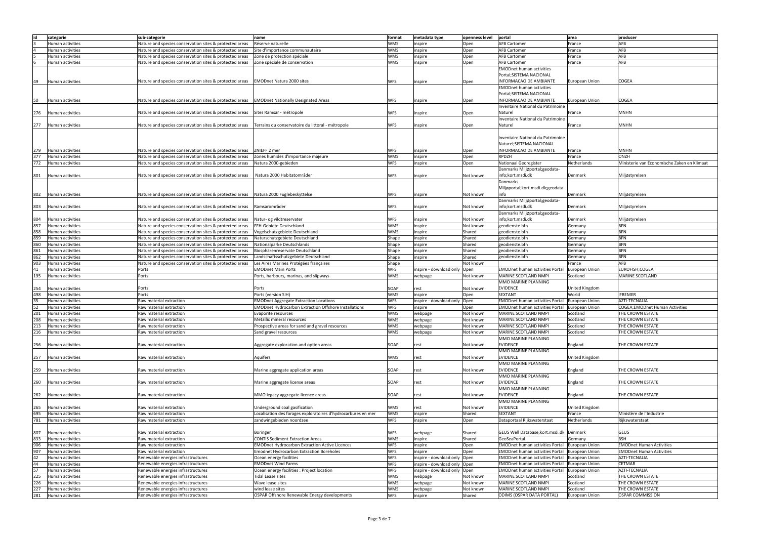| id | categorie | sub-categorie | name | format | metadata type | openness level | portal | area | producer |
|---|---|---|---|---|---|---|---|---|---|
| 3 | Human activities | Nature and species conservation sites & protected areas | Réserve naturelle | WMS | inspire | Open | AFB Cartomer | France | AFB |
| 4 | Human activities | Nature and species conservation sites & protected areas | Site d'importance communautaire | WMS | inspire | Open | AFB Cartomer | France | AFB |
| 5 | Human activities | Nature and species conservation sites & protected areas | Zone de protection spéciale | WMS | inspire | Open | AFB Cartomer | France | AFB |
| 6 | Human activities | Nature and species conservation sites & protected areas | Zone spéciale de conservation | WMS | inspire | Open | AFB Cartomer | France | AFB |
| 49 | Human activities | Nature and species conservation sites & protected areas | EMODnet Natura 2000 sites | WFS | inspire | Open | EMODnet human activities Portal;SISTEMA NACIONAL INFORMACAO DE AMBIANTE | European Union | COGEA |
| 50 | Human activities | Nature and species conservation sites & protected areas | EMODnet Nationally Designated Areas | WFS | inspire | Open | EMODnet human activities Portal;SISTEMA NACIONAL INFORMACAO DE AMBIANTE | European Union | COGEA |
| 276 | Human activities | Nature and species conservation sites & protected areas | Sites Ramsar - métropole | WFS | inspire | Open | Inventaire National du Patrimoine Naturel | France | MNHN |
| 277 | Human activities | Nature and species conservation sites & protected areas | Terrains du conservatoire du littoral - métropole | WFS | inspire | Open | Inventaire National du Patrimoine Naturel | France | MNHN |
| 279 | Human activities | Nature and species conservation sites & protected areas | ZNIEFF 2 mer | WFS | inspire | Open | Inventaire National du Patrimoine Naturel;SISTEMA NACIONAL INFORMACAO DE AMBIANTE | France | MNHN |
| 377 | Human activities | Nature and species conservation sites & protected areas | Zones humides d'importance majeure | WMS | inspire | Open | RPDZH | France | ONZH |
| 772 | Human activities | Nature and species conservation sites & protected areas | Natura 2000-gebieden | WFS | inspire | Open | Nationaal Georegister | Netherlands | Ministerie van Economische Zaken en Klimaat |
| 801 | Human activities | Nature and species conservation sites & protected areas | Natura 2000 Habitatområder | WFS | inspire | Not known | Danmarks Miljøportal;geodata-info;kort.msdi.dk | Denmark | Miljøstyrelsen |
| 802 | Human activities | Nature and species conservation sites & protected areas | Natura 2000 Fuglebeskyttelse | WFS | inspire | Not known | Danmarks Miljøportal;kort.msdi.dk;geodata-info | Denmark | Miljøstyrelsen |
| 803 | Human activities | Nature and species conservation sites & protected areas | Ramsarområder | WFS | inspire | Not known | Danmarks Miljøportal;geodata-info;kort.msdi.dk | Denmark | Miljøstyrelsen |
| 804 | Human activities | Nature and species conservation sites & protected areas | Natur- og vildtreservater | WFS | inspire | Not known | Danmarks Miljøportal;geodata-info;kort.msdi.dk | Denmark | Miljøstyrelsen |
| 857 | Human activities | Nature and species conservation sites & protected areas | FFH-Gebiete Deutschland | WMS | inspire | Not known | geodienste.bfn | Germany | BFN |
| 858 | Human activities | Nature and species conservation sites & protected areas | Vogelschutzgebiete Deutschland | WMS | inspire | Shared | geodienste.bfn | Germany | BFN |
| 859 | Human activities | Nature and species conservation sites & protected areas | Naturschutzgebiete Deutschland | Shape | inspire | Shared | geodienste.bfn | Germany | BFN |
| 860 | Human activities | Nature and species conservation sites & protected areas | Nationalparke Deutschlands | Shape | inspire | Shared | geodienste.bfn | Germany | BFN |
| 861 | Human activities | Nature and species conservation sites & protected areas | Biosphärenreservate Deutschland | Shape | inspire | Shared | geodienste.bfn | Germany | BFN |
| 862 | Human activities | Nature and species conservation sites & protected areas | Landschaftsschutzgebiete Deutschland | Shape | inspire | Shared | geodienste.bfn | Germany | BFN |
| 903 | Human activities | Nature and species conservation sites & protected areas | Les Aires Marines Protégées françaises | Shape | | Not known | | France | AFB |
| 41 | Human activities | Ports | EMODnet Main Ports | WFS | inspire - download only | Open | EMODnet human activities Portal | European Union | EUROFISH;COGEA |
| 195 | Human activities | Ports | Ports, harbours, marinas, and slipways | WMS | webpage | Not known | MARINE SCOTLAND NMPI | Scotland | MARINE SCOTLAND |
| 254 | Human activities | Ports | Ports | SOAP | rest | Not known | MMO MARINE PLANNING EVIDENCE | United Kingdom | |
| 498 | Human activities | Ports | Ports (version SIH) | WMS | inspire | Open | SEXTANT | World | IFREMER |
| 35 | Human activities | Raw material extraction | EMODnet Aggregate Extraction Locations | WFS | inspire - download only | Open | EMODnet human activities Portal | European Union | AZTI-TECNALIA |
| 52 | Human activities | Raw material extraction | EMODnet Hydrocarbon Extraction Offshore Installations | WFS | inspire | Open | EMODnet human activities Portal | European Union | COGEA;EMODnet Human Activities |
| 201 | Human activities | Raw material extraction | Evaporite resources | WMS | webpage | Not known | MARINE SCOTLAND NMPI | Scotland | THE CROWN ESTATE |
| 208 | Human activities | Raw material extraction | Metallic mineral resources | WMS | webpage | Not known | MARINE SCOTLAND NMPI | Scotland | THE CROWN ESTATE |
| 213 | Human activities | Raw material extraction | Prospective areas for sand and gravel resources | WMS | webpage | Not known | MARINE SCOTLAND NMPI | Scotland | THE CROWN ESTATE |
| 216 | Human activities | Raw material extraction | Sand gravel resources | WMS | webpage | Not known | MARINE SCOTLAND NMPI | Scotland | THE CROWN ESTATE |
| 256 | Human activities | Raw material extraction | Aggregate exploration and option areas | SOAP | rest | Not known | MMO MARINE PLANNING EVIDENCE | England | THE CROWN ESTATE |
| 257 | Human activities | Raw material extraction | Aquifers | WMS | rest | Not known | MMO MARINE PLANNING EVIDENCE | United Kingdom | |
| 259 | Human activities | Raw material extraction | Marine aggregate application areas | SOAP | rest | Not known | MMO MARINE PLANNING EVIDENCE | England | THE CROWN ESTATE |
| 260 | Human activities | Raw material extraction | Marine aggregate license areas | SOAP | rest | Not known | MMO MARINE PLANNING EVIDENCE | England | THE CROWN ESTATE |
| 262 | Human activities | Raw material extraction | MMO legacy aggregate licence areas | SOAP | rest | Not known | MMO MARINE PLANNING EVIDENCE | England | THE CROWN ESTATE |
| 265 | Human activities | Raw material extraction | Underground coal gasification | WMS | rest | Not known | MMO MARINE PLANNING EVIDENCE | United Kingdom | |
| 695 | Human activities | Raw material extraction | Localisation des forages exploratoires d'hydrocarbures en mer | WMS | inspire | Shared | SEXTANT | France | Ministère de l'Industrie |
| 781 | Human activities | Raw material extraction | zandwingebieden noordzee | WFS | inspire | Open | Dataportaal Rijkswaterstaat | Netherlands | Rijkswaterstaat |
| 807 | Human activities | Raw material extraction | Boringer | WFS | webpage | Shared | GEUS Well Database;kort.msdi.dk | Denmark | GEUS |
| 833 | Human activities | Raw material extraction | CONTIS Sediment Extraction Areas | WMS | inspire | Shared | GeoSeaPortal | Germany | BSH |
| 906 | Human activities | Raw material extraction | EMODnet Hydrocarbon Extraction Active Licences | WFS | inspire | Open | EMODnet human activities Portal | European Union | EMODnet Human Activities |
| 907 | Human activities | Raw material extraction | Emodnet Hydrocarbon Extraction Boreholes | WFS | inspire | Open | EMODnet human activities Portal | European Union | EMODnet Human Activities |
| 42 | Human activities | Renewable energies infrastructures | Ocean energy facilities | WFS | inspire - download only | Open | EMODnet human activities Portal | European Union | AZTI-TECNALIA |
| 44 | Human activities | Renewable energies infrastructures | EMODnet Wind Farms | WFS | inspire - download only | Open | EMODnet human activities Portal | European Union | CETMAR |
| 57 | Human activities | Renewable energies infrastructures | Ocean energy facilities : Project location | WFS | inspire - download only | Open | EMODnet human activities Portal | European Union | AZTI-TECNALIA |
| 225 | Human activities | Renewable energies infrastructures | Tidal Lease sites | WMS | webpage | Not known | MARINE SCOTLAND NMPI | Scotland | THE CROWN ESTATE |
| 226 | Human activities | Renewable energies infrastructures | Wave lease sites | WMS | webpage | Not known | MARINE SCOTLAND NMPI | Scotland | THE CROWN ESTATE |
| 227 | Human activities | Renewable energies infrastructures | wind lease sites | WMS | webpage | Not known | MARINE SCOTLAND NMPI | Scotland | THE CROWN ESTATE |
| 281 | Human activities | Renewable energies infrastructures | OSPAR Offshore Renewable Energy developments | WFS | inspire | Shared | ODIMS (OSPAR DATA PORTAL) | European Union | OSPAR COMMISSION |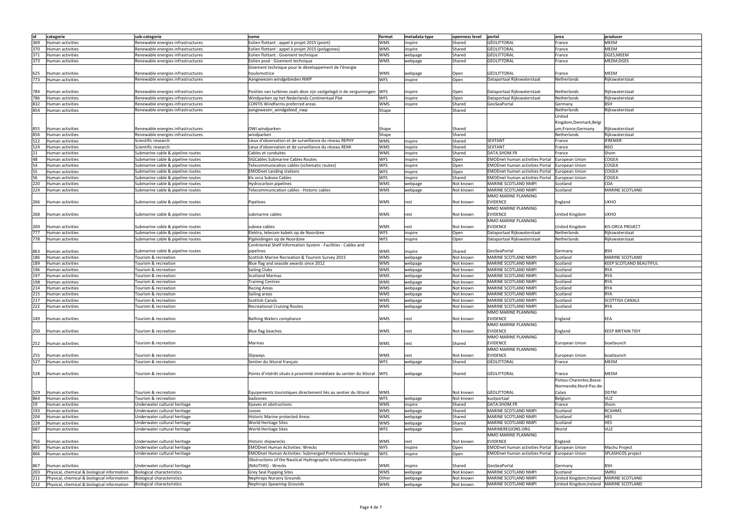| id | categorie | sub-categorie | name | format | metadata type | openness level | portal | area | producer |
|---|---|---|---|---|---|---|---|---|---|
| 369 | Human activities | Renewable energies infrastructures | Eolien flottant : appel à projet 2015 (point) | WMS | inspire | Shared | GEOLITTORAL | France | MEEM |
| 370 | Human activities | Renewable energies infrastructures | Eolien flottant : appel à projet 2015 (polygones) | WMS | inspire | Shared | GEOLITTORAL | France | MEEM |
| 371 | Human activities | Renewable energies infrastructures | Eolien flottant : Gisement technique | WMS | webpage | Shared | GEOLITTORAL | France | DGES;MEEM |
| 373 | Human activities | Renewable energies infrastructures | Eolien posé : Gisement technique | WMS | webpage | Shared | GEOLITTORAL | France | MEEM;DGES |
| 625 | Human activities | Renewable energies infrastructures | Gisement technique pour le développement de l'énergie houlomotrice | WMS | webpage | Open | GÉOLITTORAL | France | MEEM |
| 773 | Human activities | Renewable energies infrastructures | Aangewezen windgebieden NWP | WFS | inspire | Open | Dataportaal Rijkswaterstaat | Netherlands | Rijkswaterstaat |
| 784 | Human activities | Renewable energies infrastructures | Posities van turbines zoals deze zijn vastgelegd in de vergunningen | WFS | inspire | Open | Dataportaal Rijkswaterstaat | Netherlands | Rijkswaterstaat |
| 786 | Human activities | Renewable energies infrastructures | Windparken op het Nederlands Continentaal Plat | WFS | inspire | Open | Dataportaal Rijkswaterstaat | Netherlands | Rijkswaterstaat |
| 832 | Human activities | Renewable energies infrastructures | CONTIS Windfarms preferred areas | WMS | inspire | Shared | GeoSeaPortal | Germany | BSH |
| 854 | Human activities | Renewable energies infrastructures | aangewezen_windgebied_nwp | Shape | | Shared | | Netherlands | Rijkswaterstaat |
| 855 | Human activities | Renewable energies infrastructures | OWI windparken | Shape | | Shared | | United Kingdom;Denmark;Belgium;France;Germany | Rijkswaterstaat |
| 856 | Human activities | Renewable energies infrastructures | windparken | Shape | | Shared | | Netherlands | Rijkswaterstaat |
| 522 | Human activities | Scientific research | Lieux d'observation et de surveillance du réseau REPHY | WMS | inspire | Shared | SEXTANT | France | IFREMER |
| 524 | Human activities | Scientific research | Lieux d'observation et de surveillance du réseau REMI | WMS | inspire | Shared | SEXTANT | France | NSO |
| 21 | Human activities | Submarine cable & pipeline routes | Cables et conduites | WMS | inspire | Shared | DATA.SHOM.FR | France | Shom |
| 48 | Human activities | Submarine cable & pipeline routes | SIGCables Submarine Cables Routes | WFS | inspire | Open | EMODnet human activities Portal | European Union | COGEA |
| 54 | Human activities | Submarine cable & pipeline routes | Telecommunication cables (schematic routes) | WFS | inspire | Open | EMODnet human activities Portal | European Union | COGEA |
| 55 | Human activities | Submarine cable & pipeline routes | EMODnet Landing stations | WFS | inspire | Open | EMODnet human activities Portal | European Union | COGEA |
| 56 | Human activities | Submarine cable & pipeline routes | Kis orca Subsea Cables | WFS | inspire | Shared | EMODnet human activities Portal | European Union | COGEA |
| 220 | Human activities | Submarine cable & pipeline routes | Hydrocarbon pipelines | WMS | webpage | Not known | MARINE SCOTLAND NMPI | Scotland | CDA |
| 224 | Human activities | Submarine cable & pipeline routes | Telecommunication cables - Historic cables | WMS | webpage | Not known | MARINE SCOTLAND NMPI | Scotland | MARINE SCOTLAND |
| 266 | Human activities | Submarine cable & pipeline routes | Pipelines | WMS | rest | Not known | MMO MARINE PLANNING EVIDENCE | England | UKHO |
| 268 | Human activities | Submarine cable & pipeline routes | submarine cables | WMS | rest | Not known | MMO MARINE PLANNING EVIDENCE | United Kingdom | UKHO |
| 269 | Human activities | Submarine cable & pipeline routes | subsea cables | WMS | rest | Not known | MMO MARINE PLANNING EVIDENCE | United Kingdom | KIS-ORCA PROJECT |
| 777 | Human activities | Submarine cable & pipeline routes | Elektra, telecom kabels op de Noordzee | WFS | inspire | Open | Dataportaal Rijkswaterstaat | Netherlands | Rijkswaterstaat |
| 778 | Human activities | Submarine cable & pipeline routes | Pijpleidingen op de Noordzee | WFS | inspire | Open | Dataportaal Rijkswaterstaat | Netherlands | Rijkswaterstaat |
| 863 | Human activities | Submarine cable & pipeline routes | Continental Shelf Information System - Facilities - Cables and pipelines | WMS | inspire | Shared | GeoSeaPortal | Germany | BSH |
| 186 | Human activities | Tourism & recreation | Scottish Marine Recreation & Tourism Survey 2015 | WMS | webpage | Not known | MARINE SCOTLAND NMPI | Scotland | MARINE SCOTLAND |
| 189 | Human activities | Tourism & recreation | Blue flag and seaside awards since 2012 | WMS | webpage | Not known | MARINE SCOTLAND NMPI | Scotland | KEEP SCOTLAND BEAUTIFUL |
| 196 | Human activities | Tourism & recreation | Sailing Clubs | WMS | webpage | Not known | MARINE SCOTLAND NMPI | Scotland | RYA |
| 197 | Human activities | Tourism & recreation | Scotland Marinas | WMS | webpage | Not known | MARINE SCOTLAND NMPI | Scotland | RYA |
| 198 | Human activities | Tourism & recreation | Training Centres | WMS | webpage | Not known | MARINE SCOTLAND NMPI | Scotland | RYA |
| 214 | Human activities | Tourism & recreation | Racing Areas | WMS | webpage | Not known | MARINE SCOTLAND NMPI | Scotland | RYA |
| 215 | Human activities | Tourism & recreation | Sailing areas | WMS | webpage | Not known | MARINE SCOTLAND NMPI | Scotland | RYA |
| 217 | Human activities | Tourism & recreation | Scottish Canals | WMS | webpage | Not known | MARINE SCOTLAND NMPI | Scotland | SCOTTISH CANALS |
| 222 | Human activities | Tourism & recreation | Recreational Cruising Routes | WMS | webpage | Not known | MARINE SCOTLAND NMPI | Scotland | RYA |
| 249 | Human activities | Tourism & recreation | Bathing Waters compliance | WMS | rest | Not known | MMO MARINE PLANNING EVIDENCE | England | EEA |
| 250 | Human activities | Tourism & recreation | Blue flag beaches | WMS | rest | Not known | MMO MARINE PLANNING EVIDENCE | England | KEEP BRITAIN TIDY |
| 252 | Human activities | Tourism & recreation | Marinas | WMS | rest | Shared | MMO MARINE PLANNING EVIDENCE | European Union | boatlaunch |
| 255 | Human activities | Tourism & recreation | Slipways | WMS | rest | Not known | MMO MARINE PLANNING EVIDENCE | European Union | boatlaunch |
| 527 | Human activities | Tourism & recreation | Sentier du littoral français | WFS | webpage | Shared | GEOLITTORAL | France | MEEM |
| 528 | Human activities | Tourism & recreation | Points d'intérêt situés à proximité immédiate du sentier du littoral | WFS | webpage | Shared | GÉOLITTORAL | France | MEEM |
| 529 | Human activities | Tourism & recreation | Équipements touristiques directement liés au sentier du littoral | WMS | | Not known | GÉOLITTORAL | Poitou-Charentes;Basse-Normandie;Nord-Pas-de-Calais | DDTM |
| 864 | Human activities | Tourism & recreation | badzones | WFS | webpage | Not known | kustportaal | Belgium | VLIZ |
| 19 | Human activities | Underwater cultural heritage | Epaves et obstructions | WMS | inspire | Shared | DATA.SHOM.FR | France | Shom |
| 193 | Human activities | Underwater cultural heritage | Losses | WMS | webpage | Shared | MARINE SCOTLAND NMPI | Scotland | RCAHMS |
| 204 | Human activities | Underwater cultural heritage | Historic Marine protected Areas | WMS | webpage | Shared | MARINE SCOTLAND NMPI | Scotland | HES |
| 228 | Human activities | Underwater cultural heritage | World Heritage Sites | WMS | webpage | Shared | MARINE SCOTLAND NMPI | Scotland | HES |
| 687 | Human activities | Underwater cultural heritage | World Heritage Sites | WFS | webpage | Open | MARINEREGIONS.ORG | World | VLIZ |
| 756 | Human activities | Underwater cultural heritage | Historic shipwrecks | WMS | rest | Not known | MMO MARINE PLANNING EVIDENCE | England | |
| 865 | Human activities | Underwater cultural heritage | EMODnet Human Activities: Wrecks | WFS | inspire | Open | EMODnet human activities Portal | European Union | Machu Project |
| 866 | Human activities | Underwater cultural heritage | EMODnet Human Activities: Submerged Prehistoric Archeology | WFS | inspire | Open | EMODnet human activities Portal | European Union | SPLASHCOS project |
| 867 | Human activities | Underwater cultural heritage | Obstructions of the Nautical Hydrographic Informationsystem (NAUTHIS) - Wrecks | WMS | inspire | Shared | GeoSeaPortal | Germany | BSH |
| 203 | Physical, chemical & biological information | Biological characteristics | Grey Seal Pupping Sites | WMS | webpage | Not known | MARINE SCOTLAND NMPI | Scotland | SMRU |
| 211 | Physical, chemical & biological information | Biological characteristics | Nephrops Nursery Grounds | Other | webpage | Not known | MARINE SCOTLAND NMPI | United Kingdom;Ireland | MARINE SCOTLAND |
| 212 | Physical, chemical & biological information | Biological characteristics | Nephrops Spawning Grounds | WMS | webpage | Not known | MARINE SCOTLAND NMPI | United Kingdom;Ireland | MARINE SCOTLAND |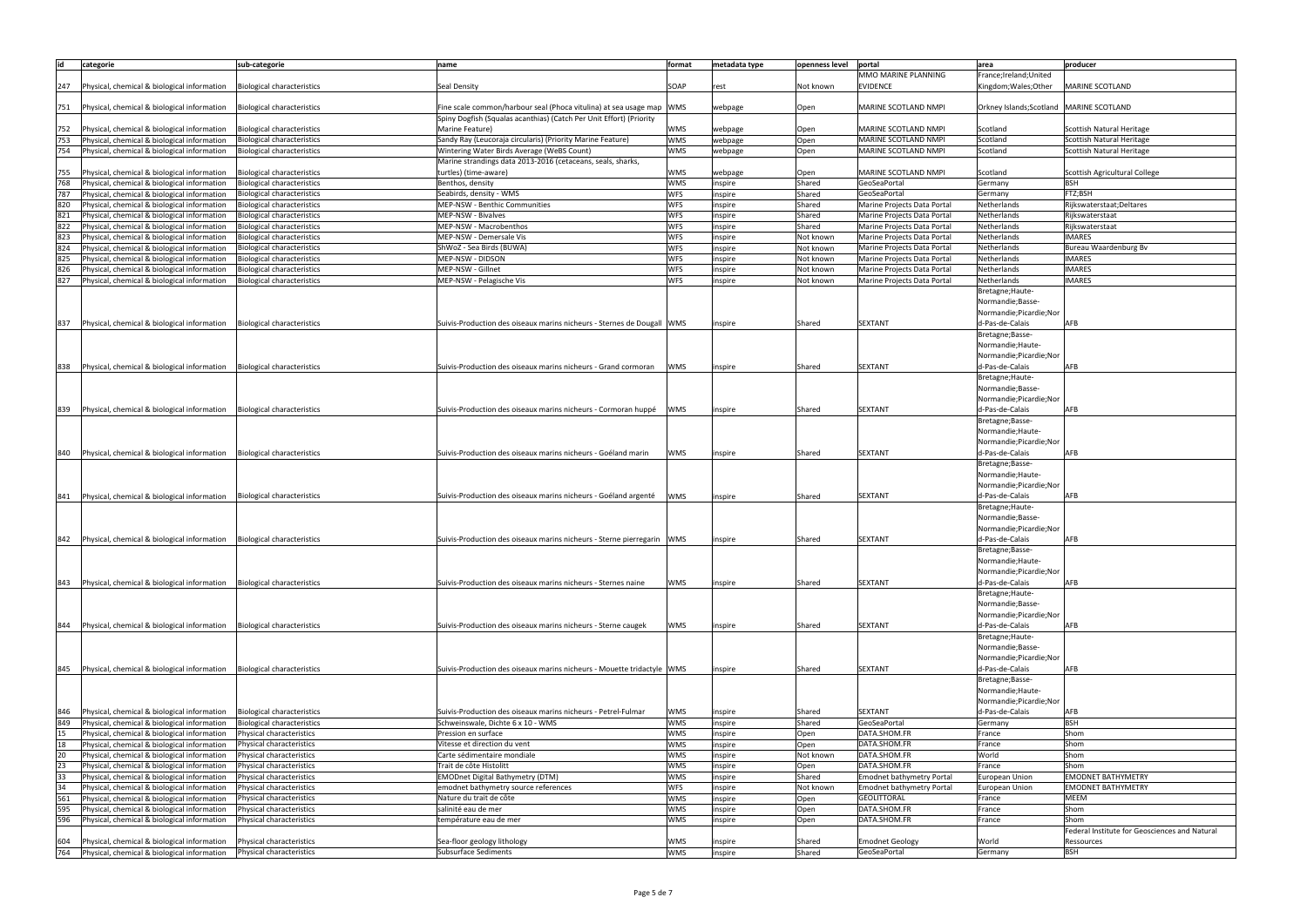| id | categorie | sub-categorie | name | format | metadata type | openness level | portal | area | producer |
| --- | --- | --- | --- | --- | --- | --- | --- | --- | --- |
| 247 | Physical, chemical & biological information | Biological characteristics | Seal Density | SOAP | rest | Not known | MMO MARINE PLANNING EVIDENCE | France;Ireland;United Kingdom;Wales;Other | MARINE SCOTLAND |
| 751 | Physical, chemical & biological information | Biological characteristics | Fine scale common/harbour seal (Phoca vitulina) at sea usage map | WMS | webpage | Open | MARINE SCOTLAND NMPI | Orkney Islands;Scotland | MARINE SCOTLAND |
| 752 | Physical, chemical & biological information | Biological characteristics | Spiny Dogfish (Squalas acanthias) (Catch Per Unit Effort) (Priority Marine Feature) | WMS | webpage | Open | MARINE SCOTLAND NMPI | Scotland | Scottish Natural Heritage |
| 753 | Physical, chemical & biological information | Biological characteristics | Sandy Ray (Leucoraja circularis) (Priority Marine Feature) | WMS | webpage | Open | MARINE SCOTLAND NMPI | Scotland | Scottish Natural Heritage |
| 754 | Physical, chemical & biological information | Biological characteristics | Wintering Water Birds Average (WeBS Count) | WMS | webpage | Open | MARINE SCOTLAND NMPI | Scotland | Scottish Natural Heritage |
| 755 | Physical, chemical & biological information | Biological characteristics | Marine strandings data 2013-2016 (cetaceans, seals, sharks, turtles) (time-aware) | WMS | webpage | Open | MARINE SCOTLAND NMPI | Scotland | Scottish Agricultural College |
| 768 | Physical, chemical & biological information | Biological characteristics | Benthos, density | WMS | inspire | Shared | GeoSeaPortal | Germany | BSH |
| 787 | Physical, chemical & biological information | Biological characteristics | Seabirds, density - WMS | WFS | inspire | Shared | GeoSeaPortal | Germany | FTZ;BSH |
| 820 | Physical, chemical & biological information | Biological characteristics | MEP-NSW - Benthic Communities | WFS | inspire | Shared | Marine Projects Data Portal | Netherlands | Rijkswaterstaat;Deltares |
| 821 | Physical, chemical & biological information | Biological characteristics | MEP-NSW - Bivalves | WFS | inspire | Shared | Marine Projects Data Portal | Netherlands | Rijkswaterstaat |
| 822 | Physical, chemical & biological information | Biological characteristics | MEP-NSW - Macrobenthos | WFS | inspire | Shared | Marine Projects Data Portal | Netherlands | Rijkswaterstaat |
| 823 | Physical, chemical & biological information | Biological characteristics | MEP-NSW - Demersale Vis | WFS | inspire | Not known | Marine Projects Data Portal | Netherlands | IMARES |
| 824 | Physical, chemical & biological information | Biological characteristics | ShWoZ - Sea Birds (BUWA) | WFS | inspire | Not known | Marine Projects Data Portal | Netherlands | Bureau Waardenburg Bv |
| 825 | Physical, chemical & biological information | Biological characteristics | MEP-NSW - DIDSON | WFS | inspire | Not known | Marine Projects Data Portal | Netherlands | IMARES |
| 826 | Physical, chemical & biological information | Biological characteristics | MEP-NSW - Gillnet | WFS | inspire | Not known | Marine Projects Data Portal | Netherlands | IMARES |
| 827 | Physical, chemical & biological information | Biological characteristics | MEP-NSW - Pelagische Vis | WFS | inspire | Not known | Marine Projects Data Portal | Netherlands | IMARES |
| 837 | Physical, chemical & biological information | Biological characteristics | Suivis-Production des oiseaux marins nicheurs - Sternes de Dougall | WMS | inspire | Shared | SEXTANT | Bretagne;Haute-Normandie;Basse-Normandie;Picardie;Nord-Pas-de-Calais | AFB |
| 838 | Physical, chemical & biological information | Biological characteristics | Suivis-Production des oiseaux marins nicheurs - Grand cormoran | WMS | inspire | Shared | SEXTANT | Bretagne;Basse-Normandie;Haute-Normandie;Picardie;Nord-Pas-de-Calais | AFB |
| 839 | Physical, chemical & biological information | Biological characteristics | Suivis-Production des oiseaux marins nicheurs - Cormoran huppé | WMS | inspire | Shared | SEXTANT | Bretagne;Haute-Normandie;Basse-Normandie;Picardie;Nord-Pas-de-Calais | AFB |
| 840 | Physical, chemical & biological information | Biological characteristics | Suivis-Production des oiseaux marins nicheurs - Goéland marin | WMS | inspire | Shared | SEXTANT | Bretagne;Basse-Normandie;Haute-Normandie;Picardie;Nord-Pas-de-Calais | AFB |
| 841 | Physical, chemical & biological information | Biological characteristics | Suivis-Production des oiseaux marins nicheurs - Goéland argenté | WMS | inspire | Shared | SEXTANT | Bretagne;Basse-Normandie;Haute-Normandie;Picardie;Nord-Pas-de-Calais | AFB |
| 842 | Physical, chemical & biological information | Biological characteristics | Suivis-Production des oiseaux marins nicheurs - Sterne pierregarin | WMS | inspire | Shared | SEXTANT | Bretagne;Haute-Normandie;Basse-Normandie;Picardie;Nord-Pas-de-Calais | AFB |
| 843 | Physical, chemical & biological information | Biological characteristics | Suivis-Production des oiseaux marins nicheurs - Sternes naine | WMS | inspire | Shared | SEXTANT | Bretagne;Basse-Normandie;Haute-Normandie;Picardie;Nord-Pas-de-Calais | AFB |
| 844 | Physical, chemical & biological information | Biological characteristics | Suivis-Production des oiseaux marins nicheurs - Sterne caugek | WMS | inspire | Shared | SEXTANT | Bretagne;Haute-Normandie;Basse-Normandie;Picardie;Nord-Pas-de-Calais | AFB |
| 845 | Physical, chemical & biological information | Biological characteristics | Suivis-Production des oiseaux marins nicheurs - Mouette tridactyle | WMS | inspire | Shared | SEXTANT | Bretagne;Haute-Normandie;Basse-Normandie;Picardie;Nord-Pas-de-Calais | AFB |
| 846 | Physical, chemical & biological information | Biological characteristics | Suivis-Production des oiseaux marins nicheurs - Petrel-Fulmar | WMS | inspire | Shared | SEXTANT | Bretagne;Basse-Normandie;Haute-Normandie;Picardie;Nord-Pas-de-Calais | AFB |
| 849 | Physical, chemical & biological information | Biological characteristics | Schweinswale, Dichte 6 x 10 - WMS | WMS | inspire | Shared | GeoSeaPortal | Germany | BSH |
| 15 | Physical, chemical & biological information | Physical characteristics | Pression en surface | WMS | inspire | Open | DATA.SHOM.FR | France | Shom |
| 18 | Physical, chemical & biological information | Physical characteristics | Vitesse et direction du vent | WMS | inspire | Open | DATA.SHOM.FR | France | Shom |
| 20 | Physical, chemical & biological information | Physical characteristics | Carte sédimentaire mondiale | WMS | inspire | Not known | DATA.SHOM.FR | World | Shom |
| 23 | Physical, chemical & biological information | Physical characteristics | Trait de côte Histolitt | WMS | inspire | Open | DATA.SHOM.FR | France | Shom |
| 33 | Physical, chemical & biological information | Physical characteristics | EMODnet Digital Bathymetry (DTM) | WMS | inspire | Shared | Emodnet bathymetry Portal | European Union | EMODNET BATHYMETRY |
| 34 | Physical, chemical & biological information | Physical characteristics | emodnet bathymetry source references | WFS | inspire | Not known | Emodnet bathymetry Portal | European Union | EMODNET BATHYMETRY |
| 561 | Physical, chemical & biological information | Physical characteristics | Nature du trait de côte | WMS | inspire | Open | GEOLITTORAL | France | MEEM |
| 595 | Physical, chemical & biological information | Physical characteristics | salinité eau de mer | WMS | inspire | Open | DATA.SHOM.FR | France | Shom |
| 596 | Physical, chemical & biological information | Physical characteristics | température eau de mer | WMS | inspire | Open | DATA.SHOM.FR | France | Shom |
| 604 | Physical, chemical & biological information | Physical characteristics | Sea-floor geology lithology | WMS | inspire | Shared | Emodnet Geology | World | Federal Institute for Geosciences and Natural Ressources |
| 764 | Physical, chemical & biological information | Physical characteristics | Subsurface Sediments | WMS | inspire | Shared | GeoSeaPortal | Germany | BSH |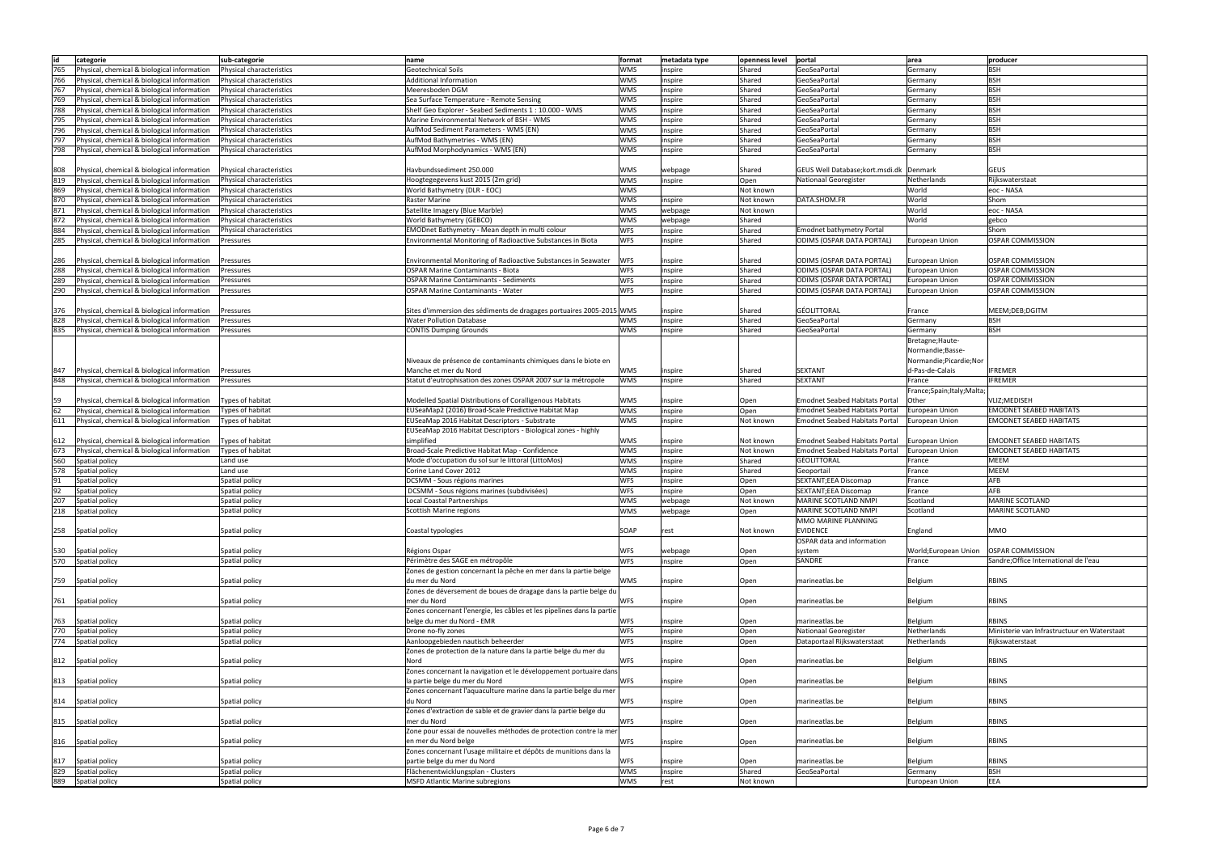| id | categorie | sub-categorie | name | format | metadata type | openness level | portal | area | producer |
|---|---|---|---|---|---|---|---|---|---|
| 765 | Physical, chemical & biological information | Physical characteristics | Geotechnical Soils | WMS | inspire | Shared | GeoSeaPortal | Germany | BSH |
| 766 | Physical, chemical & biological information | Physical characteristics | Additional Information | WMS | inspire | Shared | GeoSeaPortal | Germany | BSH |
| 767 | Physical, chemical & biological information | Physical characteristics | Meeresboden DGM | WMS | inspire | Shared | GeoSeaPortal | Germany | BSH |
| 769 | Physical, chemical & biological information | Physical characteristics | Sea Surface Temperature - Remote Sensing | WMS | inspire | Shared | GeoSeaPortal | Germany | BSH |
| 788 | Physical, chemical & biological information | Physical characteristics | Shelf Geo Explorer - Seabed Sediments 1 : 10.000 - WMS | WMS | inspire | Shared | GeoSeaPortal | Germany | BSH |
| 795 | Physical, chemical & biological information | Physical characteristics | Marine Environmental Network of BSH - WMS | WMS | inspire | Shared | GeoSeaPortal | Germany | BSH |
| 796 | Physical, chemical & biological information | Physical characteristics | AufMod Sediment Parameters - WMS (EN) | WMS | inspire | Shared | GeoSeaPortal | Germany | BSH |
| 797 | Physical, chemical & biological information | Physical characteristics | AufMod Bathymetries - WMS (EN) | WMS | inspire | Shared | GeoSeaPortal | Germany | BSH |
| 798 | Physical, chemical & biological information | Physical characteristics | AufMod Morphodynamics - WMS (EN) | WMS | inspire | Shared | GeoSeaPortal | Germany | BSH |
| 808 | Physical, chemical & biological information | Physical characteristics | Havbundssediment 250.000 | WMS | webpage | Shared | GEUS Well Database;kort.msdi.dk | Denmark | GEUS |
| 819 | Physical, chemical & biological information | Physical characteristics | Hoogtegegevens kust 2015 (2m grid) | WMS | inspire | Open | Nationaal Georegister | Netherlands | Rijkswaterstaat |
| 869 | Physical, chemical & biological information | Physical characteristics | World Bathymetry (DLR - EOC) | WMS | | Not known | | World | eoc - NASA |
| 870 | Physical, chemical & biological information | Physical characteristics | Raster Marine | WMS | inspire | Not known | DATA.SHOM.FR | World | Shom |
| 871 | Physical, chemical & biological information | Physical characteristics | Satellite Imagery (Blue Marble) | WMS | webpage | Not known | | World | eoc - NASA |
| 872 | Physical, chemical & biological information | Physical characteristics | World Bathymetry (GEBCO) | WMS | webpage | Shared | | World | gebco |
| 884 | Physical, chemical & biological information | Physical characteristics | EMODnet Bathymetry - Mean depth in multi colour | WFS | inspire | Shared | Emodnet bathymetry Portal | | Shom |
| 285 | Physical, chemical & biological information | Pressures | Environmental Monitoring of Radioactive Substances in Biota | WFS | inspire | Shared | ODIMS (OSPAR DATA PORTAL) | European Union | OSPAR COMMISSION |
| 286 | Physical, chemical & biological information | Pressures | Environmental Monitoring of Radioactive Substances in Seawater | WFS | inspire | Shared | ODIMS (OSPAR DATA PORTAL) | European Union | OSPAR COMMISSION |
| 288 | Physical, chemical & biological information | Pressures | OSPAR Marine Contaminants - Biota | WFS | inspire | Shared | ODIMS (OSPAR DATA PORTAL) | European Union | OSPAR COMMISSION |
| 289 | Physical, chemical & biological information | Pressures | OSPAR Marine Contaminants - Sediments | WFS | inspire | Shared | ODIMS (OSPAR DATA PORTAL) | European Union | OSPAR COMMISSION |
| 290 | Physical, chemical & biological information | Pressures | OSPAR Marine Contaminants - Water | WFS | inspire | Shared | ODIMS (OSPAR DATA PORTAL) | European Union | OSPAR COMMISSION |
| 376 | Physical, chemical & biological information | Pressures | Sites d'immersion des sédiments de dragages portuaires 2005-2015 | WMS | inspire | Shared | GÉOLITTORAL | France | MEEM;DEB;DGITM |
| 828 | Physical, chemical & biological information | Pressures | Water Pollution Database | WMS | inspire | Shared | GeoSeaPortal | Germany | BSH |
| 835 | Physical, chemical & biological information | Pressures | CONTIS Dumping Grounds | WMS | inspire | Shared | GeoSeaPortal | Germany | BSH |
| 847 | Physical, chemical & biological information | Pressures | Niveaux de présence de contaminants chimiques dans le biote en Manche et mer du Nord | WMS | inspire | Shared | SEXTANT | Bretagne;Haute-Normandie;Basse-Normandie;Picardie;Nord-Pas-de-Calais | IFREMER |
| 848 | Physical, chemical & biological information | Pressures | Statut d'eutrophisation des zones OSPAR 2007 sur la métropole | WMS | inspire | Shared | SEXTANT | France | IFREMER |
| 59 | Physical, chemical & biological information | Types of habitat | Modelled Spatial Distributions of Coralligenous Habitats | WMS | inspire | Open | Emodnet Seabed Habitats Portal | France;Spain;Italy;Malta;Other | VLIZ;MEDISEH |
| 62 | Physical, chemical & biological information | Types of habitat | EUSeaMap2 (2016) Broad-Scale Predictive Habitat Map | WMS | inspire | Open | Emodnet Seabed Habitats Portal | European Union | EMODNET SEABED HABITATS |
| 611 | Physical, chemical & biological information | Types of habitat | EUSeaMap 2016 Habitat Descriptors - Substrate | WMS | inspire | Not known | Emodnet Seabed Habitats Portal | European Union | EMODNET SEABED HABITATS |
| 612 | Physical, chemical & biological information | Types of habitat | EUSeaMap 2016 Habitat Descriptors - Biological zones - highly simplified | WMS | inspire | Not known | Emodnet Seabed Habitats Portal | European Union | EMODNET SEABED HABITATS |
| 673 | Physical, chemical & biological information | Types of habitat | Broad-Scale Predictive Habitat Map - Confidence | WMS | inspire | Not known | Emodnet Seabed Habitats Portal | European Union | EMODNET SEABED HABITATS |
| 560 | Spatial policy | Land use | Mode d'occupation du sol sur le littoral (LittoMos) | WMS | inspire | Shared | GEOLITTORAL | France | MEEM |
| 578 | Spatial policy | Land use | Corine Land Cover 2012 | WMS | inspire | Shared | Geoportail | France | MEEM |
| 91 | Spatial policy | Spatial policy | DCSMM - Sous régions marines | WFS | inspire | Open | SEXTANT;EEA Discomap | France | AFB |
| 92 | Spatial policy | Spatial policy | DCSMM - Sous régions marines (subdivisées) | WFS | inspire | Open | SEXTANT;EEA Discomap | France | AFB |
| 207 | Spatial policy | Spatial policy | Local Coastal Partnerships | WMS | webpage | Not known | MARINE SCOTLAND NMPI | Scotland | MARINE SCOTLAND |
| 218 | Spatial policy | Spatial policy | Scottish Marine regions | WMS | webpage | Open | MARINE SCOTLAND NMPI | Scotland | MARINE SCOTLAND |
| 258 | Spatial policy | Spatial policy | Coastal typologies | SOAP | rest | Not known | MMO MARINE PLANNING EVIDENCE | England | MMO |
| 530 | Spatial policy | Spatial policy | Régions Ospar | WFS | webpage | Open | OSPAR data and information system | World;European Union | OSPAR COMMISSION |
| 570 | Spatial policy | Spatial policy | Périmètre des SAGE en métropôle | WFS | inspire | Open | SANDRE | France | Sandre;Office International de l'eau |
| 759 | Spatial policy | Spatial policy | Zones de gestion concernant la pêche en mer dans la partie belge du mer du Nord | WMS | inspire | Open | marineatlas.be | Belgium | RBINS |
| 761 | Spatial policy | Spatial policy | Zones de déversement de boues de dragage dans la partie belge du mer du Nord | WFS | inspire | Open | marineatlas.be | Belgium | RBINS |
| 763 | Spatial policy | Spatial policy | Zones concernant l'energie, les câbles et les pipelines dans la partie belge du mer du Nord - EMR | WFS | inspire | Open | marineatlas.be | Belgium | RBINS |
| 770 | Spatial policy | Spatial policy | Drone no-fly zones | WFS | inspire | Open | Nationaal Georegister | Netherlands | Ministerie van Infrastructuur en Waterstaat |
| 774 | Spatial policy | Spatial policy | Aanloopgebieden nautisch beheerder | WFS | inspire | Open | Dataportaal Rijkswaterstaat | Netherlands | Rijkswaterstaat |
| 812 | Spatial policy | Spatial policy | Zones de protection de la nature dans la partie belge du mer du Nord | WFS | inspire | Open | marineatlas.be | Belgium | RBINS |
| 813 | Spatial policy | Spatial policy | Zones concernant la navigation et le développement portuaire dans la partie belge du mer du Nord | WFS | inspire | Open | marineatlas.be | Belgium | RBINS |
| 814 | Spatial policy | Spatial policy | Zones concernant l'aquaculture marine dans la partie belge du mer du Nord | WFS | inspire | Open | marineatlas.be | Belgium | RBINS |
| 815 | Spatial policy | Spatial policy | Zones d'extraction de sable et de gravier dans la partie belge du mer du Nord | WFS | inspire | Open | marineatlas.be | Belgium | RBINS |
| 816 | Spatial policy | Spatial policy | Zone pour essai de nouvelles méthodes de protection contre la mer en mer du Nord belge | WFS | inspire | Open | marineatlas.be | Belgium | RBINS |
| 817 | Spatial policy | Spatial policy | Zones concernant l'usage militaire et dépôts de munitions dans la partie belge du mer du Nord | WFS | inspire | Open | marineatlas.be | Belgium | RBINS |
| 829 | Spatial policy | Spatial policy | Flächenentwicklungsplan - Clusters | WMS | inspire | Shared | GeoSeaPortal | Germany | BSH |
| 889 | Spatial policy | Spatial policy | MSFD Atlantic Marine subregions | WMS | rest | Not known | | European Union | EEA |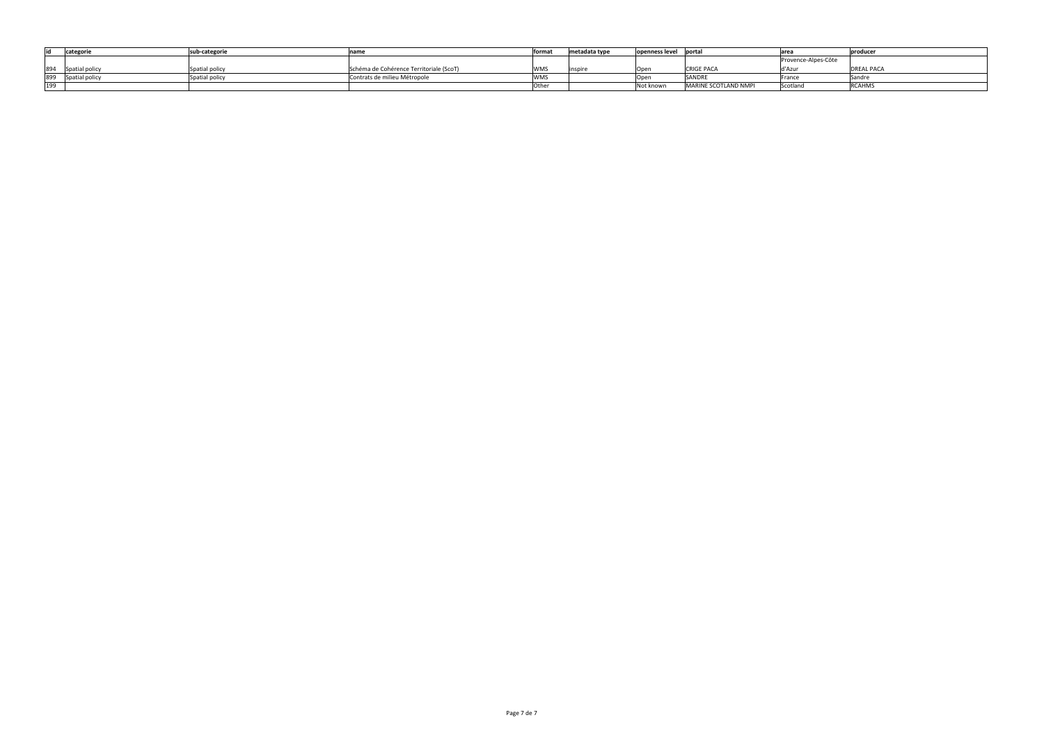| id | categorie | sub-categorie | name | format | metadata type | openness level | portal | area | producer |
|---|---|---|---|---|---|---|---|---|---|
| 894 | Spatial policy | Spatial policy | Schéma de Cohérence Territoriale (ScoT) | WMS | inspire | Open | CRIGE PACA | Provence-Alpes-Côte d'Azur | DREAL PACA |
| 899 | Spatial policy | Spatial policy | Contrats de milieu Métropole | WMS | | Open | SANDRE | France | Sandre |
| 199 | | | | Other | | Not known | MARINE SCOTLAND NMPI | Scotland | RCAHMS |